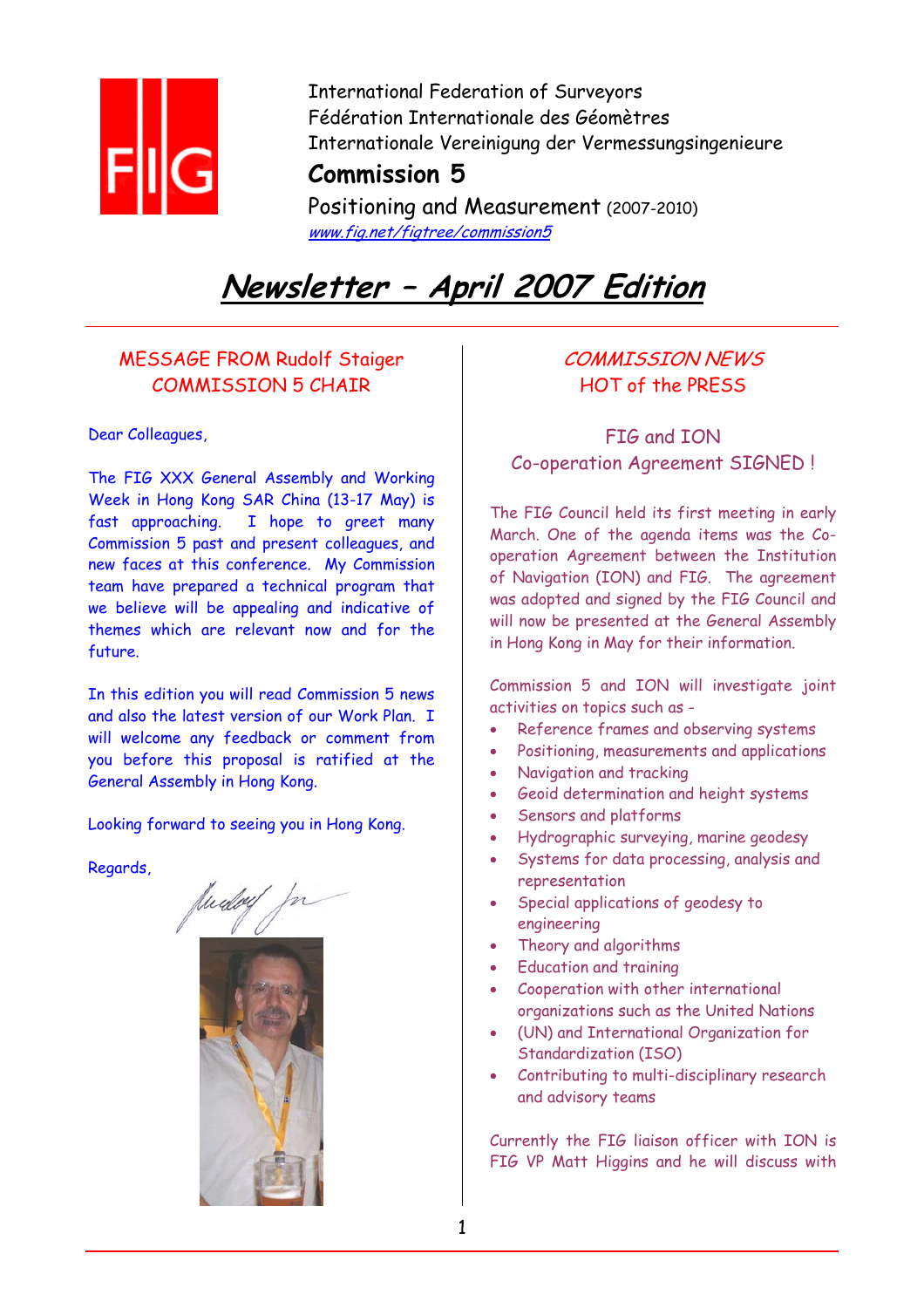International Federation of Surveyors
Fédération Internationale des Géomètres
Internationale Vereinigung der Vermessungsingenieure

**Commission 5**

Positioning and Measurement (2007-2010)

www.fig.net/figtree/commission5

# Newsletter – April 2007 Edition

## MESSAGE FROM Rudolf Staiger COMMISSION 5 CHAIR

Dear Colleagues,

The FIG XXX General Assembly and Working Week in Hong Kong SAR China (13-17 May) is fast approaching. I hope to greet many Commission 5 past and present colleagues, and new faces at this conference. My Commission team have prepared a technical program that we believe will be appealing and indicative of themes which are relevant now and for the future.

In this edition you will read Commission 5 news and also the latest version of our Work Plan. I will welcome any feedback or comment from you before this proposal is ratified at the General Assembly in Hong Kong.

Looking forward to seeing you in Hong Kong.

Regards,

## COMMISSION NEWS HOT of the PRESS

### FIG and ION Co-operation Agreement SIGNED !

The FIG Council held its first meeting in early March. One of the agenda items was the Co-operation Agreement between the Institution of Navigation (ION) and FIG. The agreement was adopted and signed by the FIG Council and will now be presented at the General Assembly in Hong Kong in May for their information.

Commission 5 and ION will investigate joint activities on topics such as -

- Reference frames and observing systems
- Positioning, measurements and applications
- Navigation and tracking
- Geoid determination and height systems
- Sensors and platforms
- Hydrographic surveying, marine geodesy
- Systems for data processing, analysis and representation
- Special applications of geodesy to engineering
- Theory and algorithms
- Education and training
- Cooperation with other international organizations such as the United Nations
- (UN) and International Organization for Standardization (ISO)
- Contributing to multi-disciplinary research and advisory teams

Currently the FIG liaison officer with ION is FIG VP Matt Higgins and he will discuss with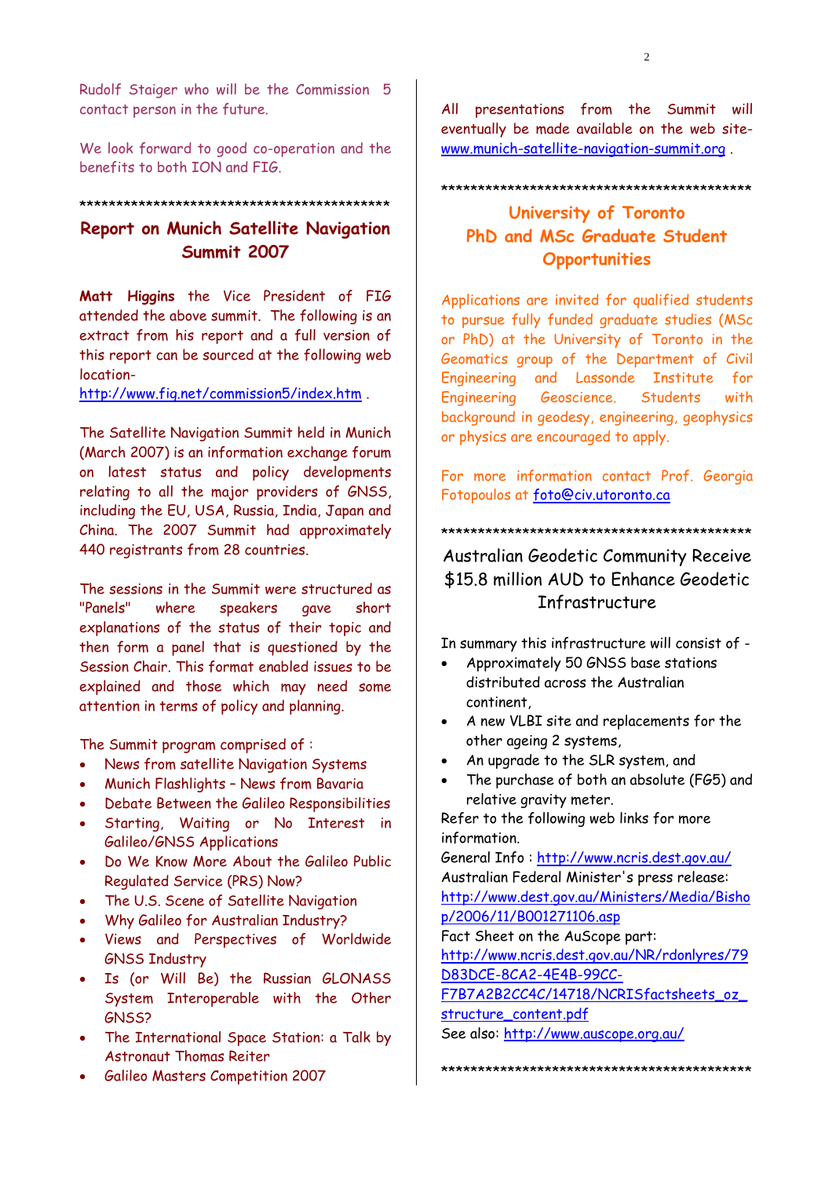Rudolf Staiger who will be the Commission 5 contact person in the future.

We look forward to good co-operation and the benefits to both ION and FIG.

********************************************

## Report on Munich Satellite Navigation Summit 2007

**Matt Higgins** the Vice President of FIG attended the above summit. The following is an extract from his report and a full version of this report can be sourced at the following web location-
http://www.fig.net/commission5/index.htm .

The Satellite Navigation Summit held in Munich (March 2007) is an information exchange forum on latest status and policy developments relating to all the major providers of GNSS, including the EU, USA, Russia, India, Japan and China. The 2007 Summit had approximately 440 registrants from 28 countries.

The sessions in the Summit were structured as "Panels" where speakers gave short explanations of the status of their topic and then form a panel that is questioned by the Session Chair. This format enabled issues to be explained and those which may need some attention in terms of policy and planning.

The Summit program comprised of :

- News from satellite Navigation Systems
- Munich Flashlights – News from Bavaria
- Debate Between the Galileo Responsibilities
- Starting, Waiting or No Interest in Galileo/GNSS Applications
- Do We Know More About the Galileo Public Regulated Service (PRS) Now?
- The U.S. Scene of Satellite Navigation
- Why Galileo for Australian Industry?
- Views and Perspectives of Worldwide GNSS Industry
- Is (or Will Be) the Russian GLONASS System Interoperable with the Other GNSS?
- The International Space Station: a Talk by Astronaut Thomas Reiter
- Galileo Masters Competition 2007

All presentations from the Summit will eventually be made available on the web site- www.munich-satellite-navigation-summit.org .

********************************************

## University of Toronto PhD and MSc Graduate Student Opportunities

Applications are invited for qualified students to pursue fully funded graduate studies (MSc or PhD) at the University of Toronto in the Geomatics group of the Department of Civil Engineering and Lassonde Institute for Engineering Geoscience. Students with background in geodesy, engineering, geophysics or physics are encouraged to apply.

For more information contact Prof. Georgia Fotopoulos at foto@civ.utoronto.ca

********************************************

## Australian Geodetic Community Receive $15.8 million AUD to Enhance Geodetic Infrastructure

In summary this infrastructure will consist of -

- Approximately 50 GNSS base stations distributed across the Australian continent,
- A new VLBI site and replacements for the other ageing 2 systems,
- An upgrade to the SLR system, and
- The purchase of both an absolute (FG5) and relative gravity meter.

Refer to the following web links for more information.

General Info : http://www.ncris.dest.gov.au/

Australian Federal Minister's press release:
http://www.dest.gov.au/Ministers/Media/Bishop/2006/11/B001271106.asp

Fact Sheet on the AuScope part:
http://www.ncris.dest.gov.au/NR/rdonlyres/79D83DCE-8CA2-4E4B-99CC-F7B7A2B2CC4C/14718/NCRISfactsheets_oz_structure_content.pdf

See also: http://www.auscope.org.au/

********************************************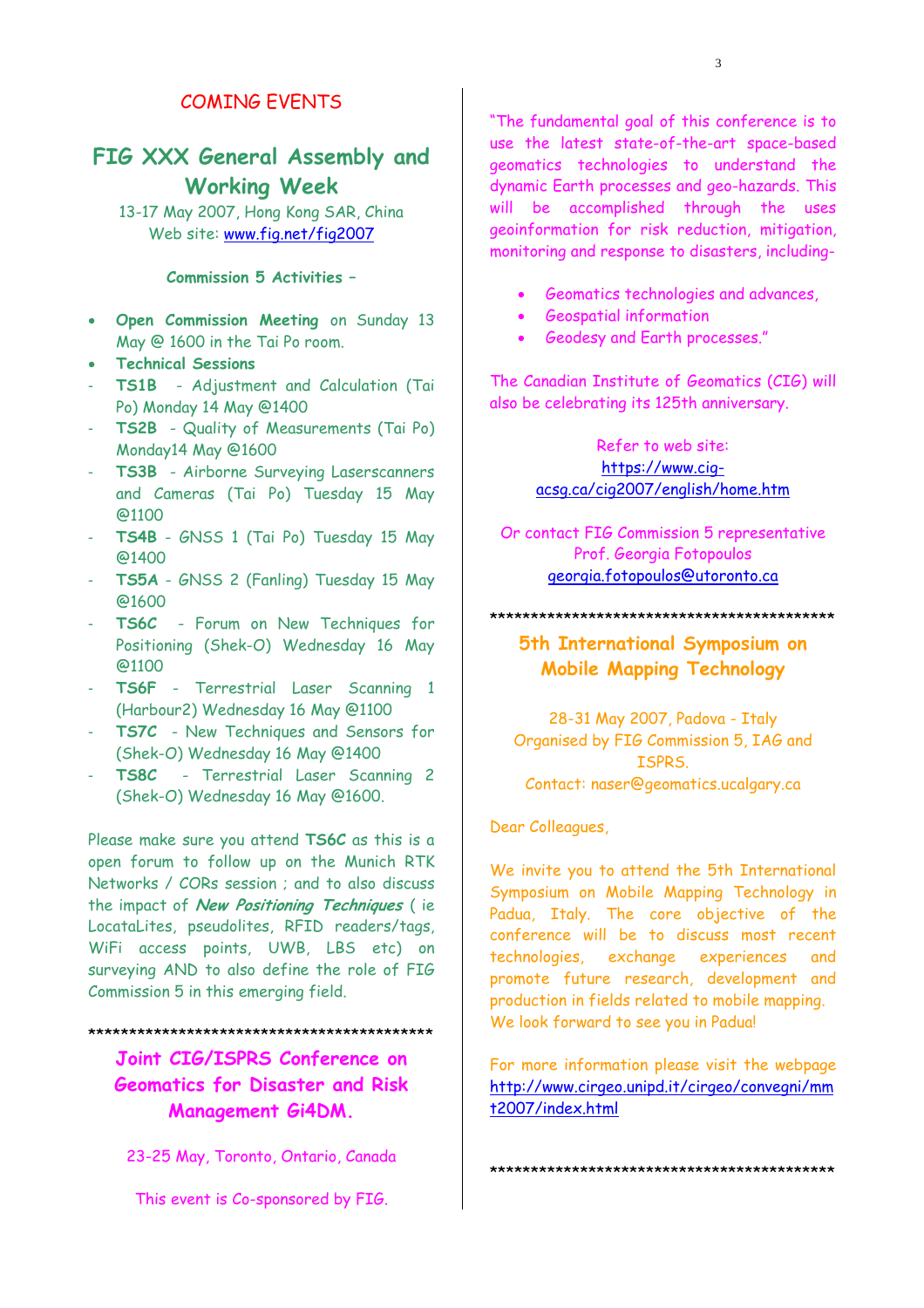## COMING EVENTS

# FIG XXX General Assembly and Working Week

13-17 May 2007, Hong Kong SAR, China
Web site: www.fig.net/fig2007

**Commission 5 Activities –**

- **Open Commission Meeting** on Sunday 13 May @ 1600 in the Tai Po room.
- **Technical Sessions**

- **TS1B** - Adjustment and Calculation (Tai Po) Monday 14 May @1400
- **TS2B** - Quality of Measurements (Tai Po) Monday14 May @1600
- **TS3B** - Airborne Surveying Laserscanners and Cameras (Tai Po) Tuesday 15 May @1100
- **TS4B** - GNSS 1 (Tai Po) Tuesday 15 May @1400
- **TS5A** - GNSS 2 (Fanling) Tuesday 15 May @1600
- **TS6C** - Forum on New Techniques for Positioning (Shek-O) Wednesday 16 May @1100
- **TS6F** - Terrestrial Laser Scanning 1 (Harbour2) Wednesday 16 May @1100
- **TS7C** - New Techniques and Sensors for (Shek-O) Wednesday 16 May @1400
- **TS8C** - Terrestrial Laser Scanning 2 (Shek-O) Wednesday 16 May @1600.

Please make sure you attend **TS6C** as this is a open forum to follow up on the Munich RTK Networks / CORs session ; and to also discuss the impact of ***New Positioning Techniques*** ( ie LocataLites, pseudolites, RFID readers/tags, WiFi access points, UWB, LBS etc) on surveying AND to also define the role of FIG Commission 5 in this emerging field.

*******************************************

# Joint CIG/ISPRS Conference on Geomatics for Disaster and Risk Management Gi4DM.

23-25 May, Toronto, Ontario, Canada

This event is Co-sponsored by FIG.

"The fundamental goal of this conference is to use the latest state-of-the-art space-based geomatics technologies to understand the dynamic Earth processes and geo-hazards. This will be accomplished through the uses geoinformation for risk reduction, mitigation, monitoring and response to disasters, including-

- Geomatics technologies and advances,
- Geospatial information
- Geodesy and Earth processes."

The Canadian Institute of Geomatics (CIG) will also be celebrating its 125th anniversary.

Refer to web site:
https://www.cig-acsg.ca/cig2007/english/home.htm

Or contact FIG Commission 5 representative
Prof. Georgia Fotopoulos
georgia.fotopoulos@utoronto.ca

*******************************************

# 5th International Symposium on Mobile Mapping Technology

28-31 May 2007, Padova - Italy
Organised by FIG Commission 5, IAG and ISPRS.
Contact: naser@geomatics.ucalgary.ca

Dear Colleagues,

We invite you to attend the 5th International Symposium on Mobile Mapping Technology in Padua, Italy. The core objective of the conference will be to discuss most recent technologies, exchange experiences and promote future research, development and production in fields related to mobile mapping.
We look forward to see you in Padua!

For more information please visit the webpage http://www.cirgeo.unipd.it/cirgeo/convegni/mmt2007/index.html

*******************************************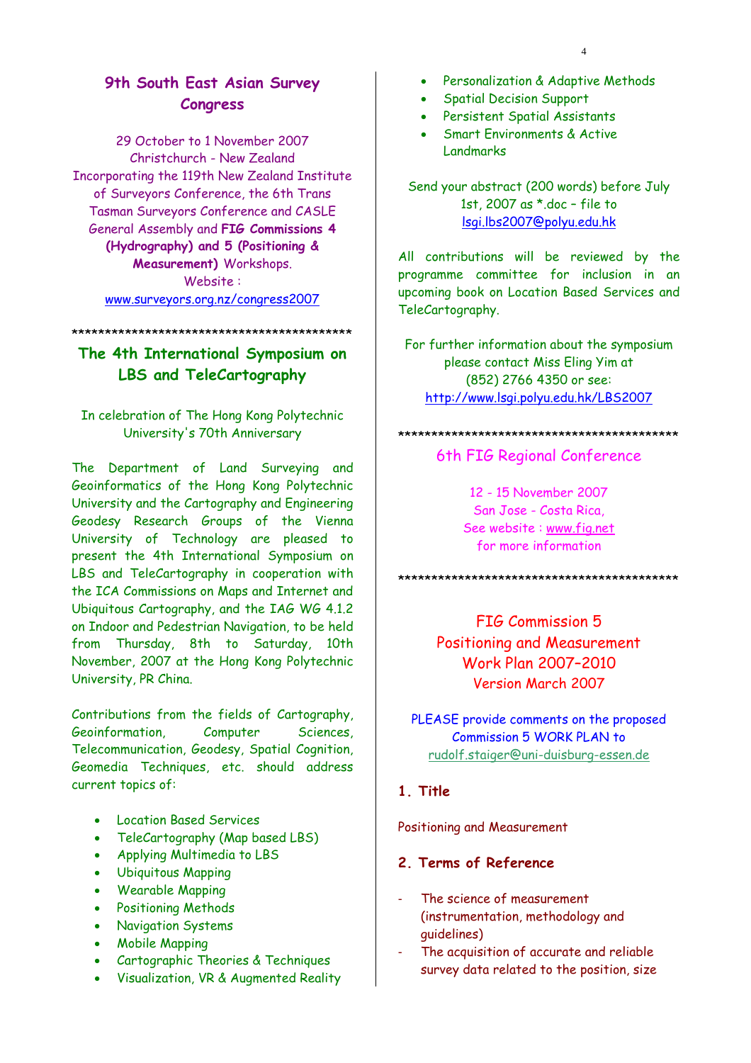## 9th South East Asian Survey Congress

29 October to 1 November 2007
Christchurch - New Zealand
Incorporating the 119th New Zealand Institute of Surveyors Conference, the 6th Trans Tasman Surveyors Conference and CASLE General Assembly and **FIG Commissions 4 (Hydrography) and 5 (Positioning & Measurement)** Workshops.
Website :
www.surveyors.org.nz/congress2007

\*\*\*\*\*\*\*\*\*\*\*\*\*\*\*\*\*\*\*\*\*\*\*\*\*\*\*\*\*\*\*\*\*\*\*\*\*\*\*\*\*\*\*\*\*

## The 4th International Symposium on LBS and TeleCartography

In celebration of The Hong Kong Polytechnic University's 70th Anniversary

The Department of Land Surveying and Geoinformatics of the Hong Kong Polytechnic University and the Cartography and Engineering Geodesy Research Groups of the Vienna University of Technology are pleased to present the 4th International Symposium on LBS and TeleCartography in cooperation with the ICA Commissions on Maps and Internet and Ubiquitous Cartography, and the IAG WG 4.1.2 on Indoor and Pedestrian Navigation, to be held from Thursday, 8th to Saturday, 10th November, 2007 at the Hong Kong Polytechnic University, PR China.

Contributions from the fields of Cartography, Geoinformation, Computer Sciences, Telecommunication, Geodesy, Spatial Cognition, Geomedia Techniques, etc. should address current topics of:

- Location Based Services
- TeleCartography (Map based LBS)
- Applying Multimedia to LBS
- Ubiquitous Mapping
- Wearable Mapping
- Positioning Methods
- Navigation Systems
- Mobile Mapping
- Cartographic Theories & Techniques
- Visualization, VR & Augmented Reality
- Personalization & Adaptive Methods
- Spatial Decision Support
- Persistent Spatial Assistants
- Smart Environments & Active Landmarks

Send your abstract (200 words) before July 1st, 2007 as *.doc – file to
lsgi.lbs2007@polyu.edu.hk

All contributions will be reviewed by the programme committee for inclusion in an upcoming book on Location Based Services and TeleCartography.

For further information about the symposium please contact Miss Eling Yim at
(852) 2766 4350 or see:
http://www.lsgi.polyu.edu.hk/LBS2007

\*\*\*\*\*\*\*\*\*\*\*\*\*\*\*\*\*\*\*\*\*\*\*\*\*\*\*\*\*\*\*\*\*\*\*\*\*\*\*\*\*\*\*\*\*

## 6th FIG Regional Conference

12 - 15 November 2007
San Jose - Costa Rica,
See website : www.fig.net
for more information

\*\*\*\*\*\*\*\*\*\*\*\*\*\*\*\*\*\*\*\*\*\*\*\*\*\*\*\*\*\*\*\*\*\*\*\*\*\*\*\*\*\*\*\*\*

## FIG Commission 5 Positioning and Measurement Work Plan 2007-2010 Version March 2007

PLEASE provide comments on the proposed Commission 5 WORK PLAN to
rudolf.staiger@uni-duisburg-essen.de

### 1. Title

Positioning and Measurement

### 2. Terms of Reference

- The science of measurement (instrumentation, methodology and guidelines)
- The acquisition of accurate and reliable survey data related to the position, size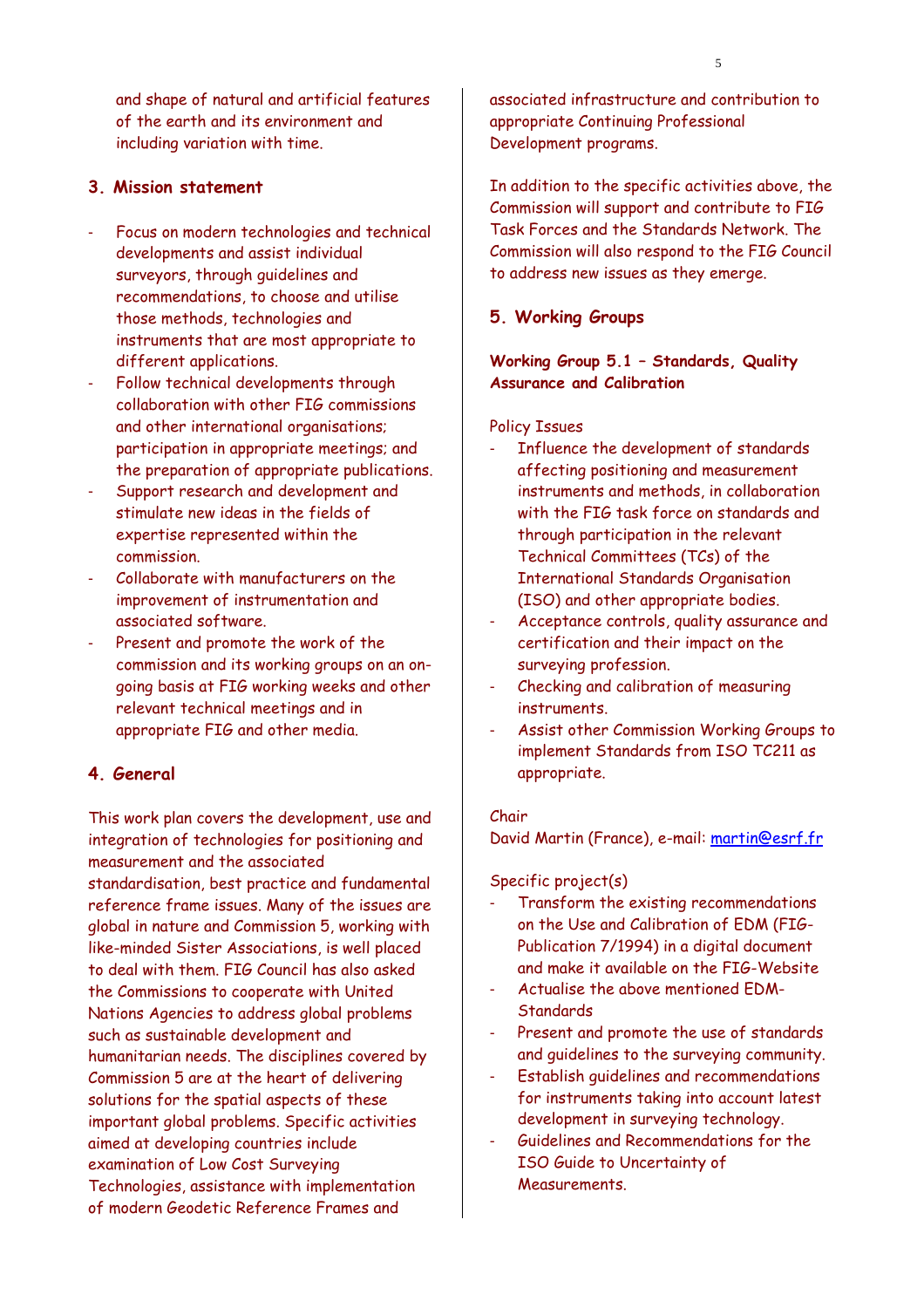and shape of natural and artificial features of the earth and its environment and including variation with time.

## 3. Mission statement

- Focus on modern technologies and technical developments and assist individual surveyors, through guidelines and recommendations, to choose and utilise those methods, technologies and instruments that are most appropriate to different applications.
- Follow technical developments through collaboration with other FIG commissions and other international organisations; participation in appropriate meetings; and the preparation of appropriate publications.
- Support research and development and stimulate new ideas in the fields of expertise represented within the commission.
- Collaborate with manufacturers on the improvement of instrumentation and associated software.
- Present and promote the work of the commission and its working groups on an on-going basis at FIG working weeks and other relevant technical meetings and in appropriate FIG and other media.

## 4. General

This work plan covers the development, use and integration of technologies for positioning and measurement and the associated standardisation, best practice and fundamental reference frame issues. Many of the issues are global in nature and Commission 5, working with like-minded Sister Associations, is well placed to deal with them. FIG Council has also asked the Commissions to cooperate with United Nations Agencies to address global problems such as sustainable development and humanitarian needs. The disciplines covered by Commission 5 are at the heart of delivering solutions for the spatial aspects of these important global problems. Specific activities aimed at developing countries include examination of Low Cost Surveying Technologies, assistance with implementation of modern Geodetic Reference Frames and associated infrastructure and contribution to appropriate Continuing Professional Development programs.

In addition to the specific activities above, the Commission will support and contribute to FIG Task Forces and the Standards Network. The Commission will also respond to the FIG Council to address new issues as they emerge.

## 5. Working Groups

### Working Group 5.1 – Standards, Quality Assurance and Calibration

Policy Issues

- Influence the development of standards affecting positioning and measurement instruments and methods, in collaboration with the FIG task force on standards and through participation in the relevant Technical Committees (TCs) of the International Standards Organisation (ISO) and other appropriate bodies.
- Acceptance controls, quality assurance and certification and their impact on the surveying profession.
- Checking and calibration of measuring instruments.
- Assist other Commission Working Groups to implement Standards from ISO TC211 as appropriate.

Chair
David Martin (France), e-mail: martin@esrf.fr

Specific project(s)

- Transform the existing recommendations on the Use and Calibration of EDM (FIG-Publication 7/1994) in a digital document and make it available on the FIG-Website
- Actualise the above mentioned EDM-Standards
- Present and promote the use of standards and guidelines to the surveying community.
- Establish guidelines and recommendations for instruments taking into account latest development in surveying technology.
- Guidelines and Recommendations for the ISO Guide to Uncertainty of Measurements.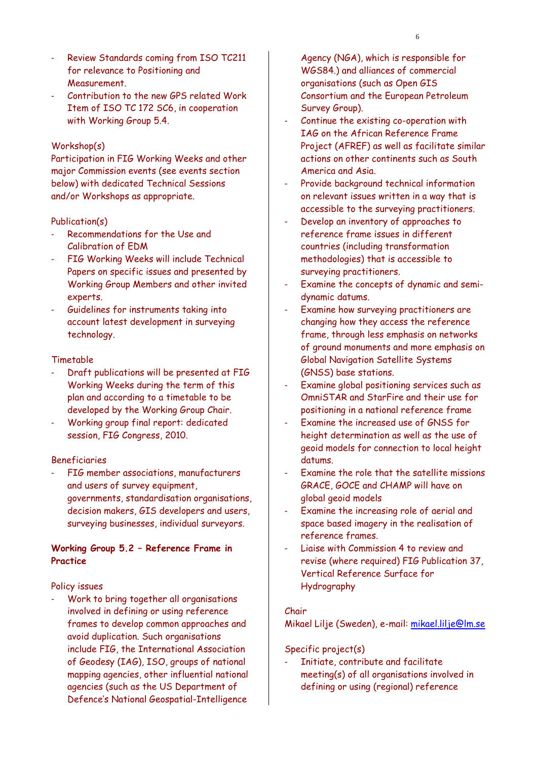- Review Standards coming from ISO TC211 for relevance to Positioning and Measurement.
- Contribution to the new GPS related Work Item of ISO TC 172 SC6, in cooperation with Working Group 5.4.

Workshop(s)
Participation in FIG Working Weeks and other major Commission events (see events section below) with dedicated Technical Sessions and/or Workshops as appropriate.

Publication(s)
- Recommendations for the Use and Calibration of EDM
- FIG Working Weeks will include Technical Papers on specific issues and presented by Working Group Members and other invited experts.
- Guidelines for instruments taking into account latest development in surveying technology.

Timetable
- Draft publications will be presented at FIG Working Weeks during the term of this plan and according to a timetable to be developed by the Working Group Chair.
- Working group final report: dedicated session, FIG Congress, 2010.

Beneficiaries
- FIG member associations, manufacturers and users of survey equipment, governments, standardisation organisations, decision makers, GIS developers and users, surveying businesses, individual surveyors.

**Working Group 5.2 – Reference Frame in Practice**

Policy issues
- Work to bring together all organisations involved in defining or using reference frames to develop common approaches and avoid duplication. Such organisations include FIG, the International Association of Geodesy (IAG), ISO, groups of national mapping agencies, other influential national agencies (such as the US Department of Defence's National Geospatial-Intelligence Agency (NGA), which is responsible for WGS84.) and alliances of commercial organisations (such as Open GIS Consortium and the European Petroleum Survey Group).
- Continue the existing co-operation with IAG on the African Reference Frame Project (AFREF) as well as facilitate similar actions on other continents such as South America and Asia.
- Provide background technical information on relevant issues written in a way that is accessible to the surveying practitioners.
- Develop an inventory of approaches to reference frame issues in different countries (including transformation methodologies) that is accessible to surveying practitioners.
- Examine the concepts of dynamic and semi-dynamic datums.
- Examine how surveying practitioners are changing how they access the reference frame, through less emphasis on networks of ground monuments and more emphasis on Global Navigation Satellite Systems (GNSS) base stations.
- Examine global positioning services such as OmniSTAR and StarFire and their use for positioning in a national reference frame
- Examine the increased use of GNSS for height determination as well as the use of geoid models for connection to local height datums.
- Examine the role that the satellite missions GRACE, GOCE and CHAMP will have on global geoid models
- Examine the increasing role of aerial and space based imagery in the realisation of reference frames.
- Liaise with Commission 4 to review and revise (where required) FIG Publication 37, Vertical Reference Surface for Hydrography

Chair
Mikael Lilje (Sweden), e-mail: mikael.lilje@lm.se

Specific project(s)
- Initiate, contribute and facilitate meeting(s) of all organisations involved in defining or using (regional) reference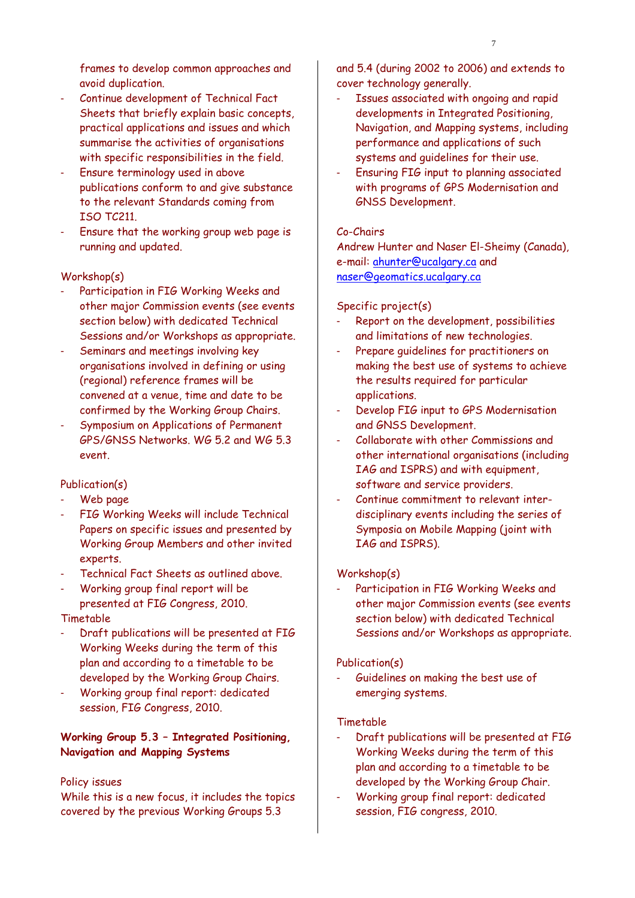frames to develop common approaches and avoid duplication.

- Continue development of Technical Fact Sheets that briefly explain basic concepts, practical applications and issues and which summarise the activities of organisations with specific responsibilities in the field.
- Ensure terminology used in above publications conform to and give substance to the relevant Standards coming from ISO TC211.
- Ensure that the working group web page is running and updated.

Workshop(s)

- Participation in FIG Working Weeks and other major Commission events (see events section below) with dedicated Technical Sessions and/or Workshops as appropriate.
- Seminars and meetings involving key organisations involved in defining or using (regional) reference frames will be convened at a venue, time and date to be confirmed by the Working Group Chairs.
- Symposium on Applications of Permanent GPS/GNSS Networks. WG 5.2 and WG 5.3 event.

Publication(s)

- Web page
- FIG Working Weeks will include Technical Papers on specific issues and presented by Working Group Members and other invited experts.
- Technical Fact Sheets as outlined above.
- Working group final report will be presented at FIG Congress, 2010.

Timetable

- Draft publications will be presented at FIG Working Weeks during the term of this plan and according to a timetable to be developed by the Working Group Chairs.
- Working group final report: dedicated session, FIG Congress, 2010.

**Working Group 5.3 – Integrated Positioning, Navigation and Mapping Systems**

Policy issues

While this is a new focus, it includes the topics covered by the previous Working Groups 5.3 and 5.4 (during 2002 to 2006) and extends to cover technology generally.

- Issues associated with ongoing and rapid developments in Integrated Positioning, Navigation, and Mapping systems, including performance and applications of such systems and guidelines for their use.
- Ensuring FIG input to planning associated with programs of GPS Modernisation and GNSS Development.

Co-Chairs

Andrew Hunter and Naser El-Sheimy (Canada), e-mail: ahunter@ucalgary.ca and naser@geomatics.ucalgary.ca

Specific project(s)

- Report on the development, possibilities and limitations of new technologies.
- Prepare guidelines for practitioners on making the best use of systems to achieve the results required for particular applications.
- Develop FIG input to GPS Modernisation and GNSS Development.
- Collaborate with other Commissions and other international organisations (including IAG and ISPRS) and with equipment, software and service providers.
- Continue commitment to relevant inter-disciplinary events including the series of Symposia on Mobile Mapping (joint with IAG and ISPRS).

Workshop(s)

- Participation in FIG Working Weeks and other major Commission events (see events section below) with dedicated Technical Sessions and/or Workshops as appropriate.

Publication(s)

- Guidelines on making the best use of emerging systems.

Timetable

- Draft publications will be presented at FIG Working Weeks during the term of this plan and according to a timetable to be developed by the Working Group Chair.
- Working group final report: dedicated session, FIG congress, 2010.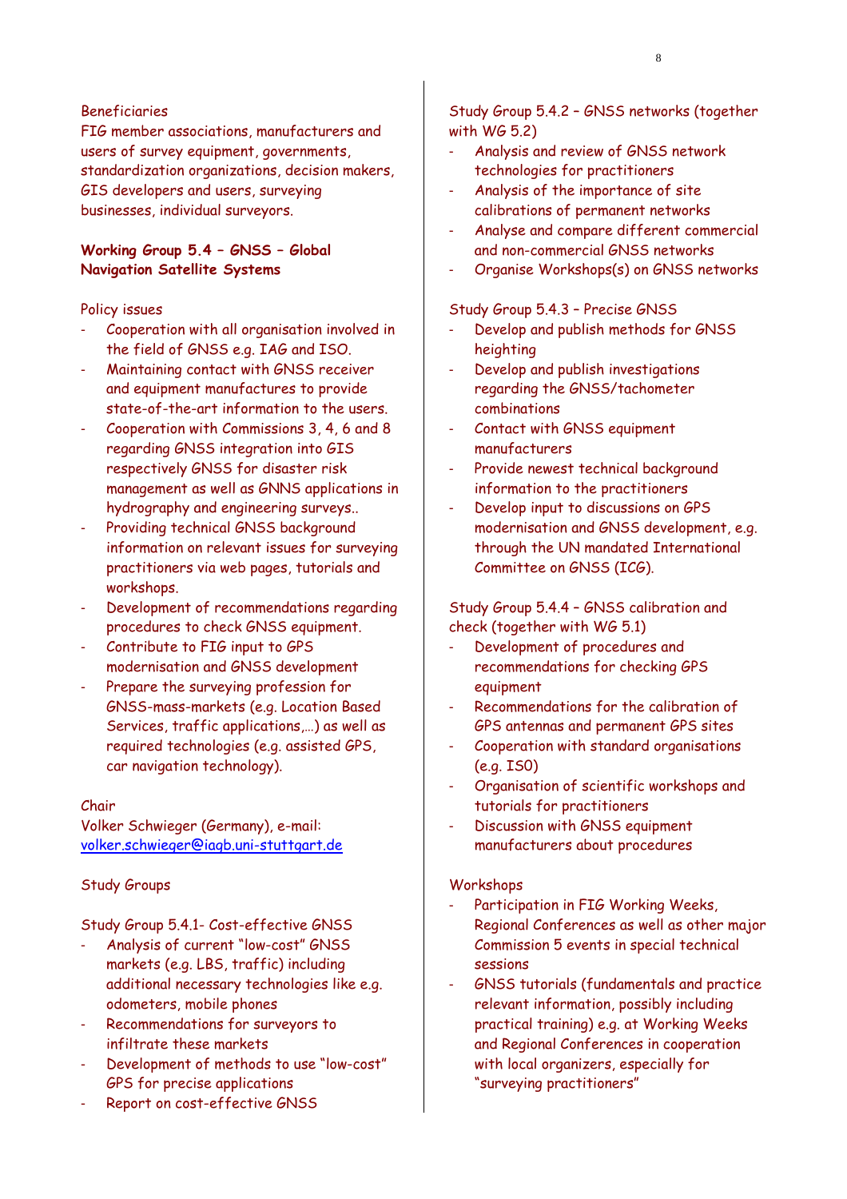Beneficiaries

FIG member associations, manufacturers and users of survey equipment, governments, standardization organizations, decision makers, GIS developers and users, surveying businesses, individual surveyors.

**Working Group 5.4 – GNSS – Global Navigation Satellite Systems**

Policy issues

- Cooperation with all organisation involved in the field of GNSS e.g. IAG and ISO.
- Maintaining contact with GNSS receiver and equipment manufactures to provide state-of-the-art information to the users.
- Cooperation with Commissions 3, 4, 6 and 8 regarding GNSS integration into GIS respectively GNSS for disaster risk management as well as GNNS applications in hydrography and engineering surveys..
- Providing technical GNSS background information on relevant issues for surveying practitioners via web pages, tutorials and workshops.
- Development of recommendations regarding procedures to check GNSS equipment.
- Contribute to FIG input to GPS modernisation and GNSS development
- Prepare the surveying profession for GNSS-mass-markets (e.g. Location Based Services, traffic applications,…) as well as required technologies (e.g. assisted GPS, car navigation technology).

Chair

Volker Schwieger (Germany), e-mail: volker.schwieger@iagb.uni-stuttgart.de

Study Groups

Study Group 5.4.1- Cost-effective GNSS

- Analysis of current “low-cost” GNSS markets (e.g. LBS, traffic) including additional necessary technologies like e.g. odometers, mobile phones
- Recommendations for surveyors to infiltrate these markets
- Development of methods to use “low-cost” GPS for precise applications
- Report on cost-effective GNSS

Study Group 5.4.2 – GNSS networks (together with WG 5.2)

- Analysis and review of GNSS network technologies for practitioners
- Analysis of the importance of site calibrations of permanent networks
- Analyse and compare different commercial and non-commercial GNSS networks
- Organise Workshops(s) on GNSS networks

Study Group 5.4.3 – Precise GNSS

- Develop and publish methods for GNSS heighting
- Develop and publish investigations regarding the GNSS/tachometer combinations
- Contact with GNSS equipment manufacturers
- Provide newest technical background information to the practitioners
- Develop input to discussions on GPS modernisation and GNSS development, e.g. through the UN mandated International Committee on GNSS (ICG).

Study Group 5.4.4 – GNSS calibration and check (together with WG 5.1)

- Development of procedures and recommendations for checking GPS equipment
- Recommendations for the calibration of GPS antennas and permanent GPS sites
- Cooperation with standard organisations (e.g. ISO)
- Organisation of scientific workshops and tutorials for practitioners
- Discussion with GNSS equipment manufacturers about procedures

Workshops

- Participation in FIG Working Weeks, Regional Conferences as well as other major Commission 5 events in special technical sessions
- GNSS tutorials (fundamentals and practice relevant information, possibly including practical training) e.g. at Working Weeks and Regional Conferences in cooperation with local organizers, especially for “surveying practitioners”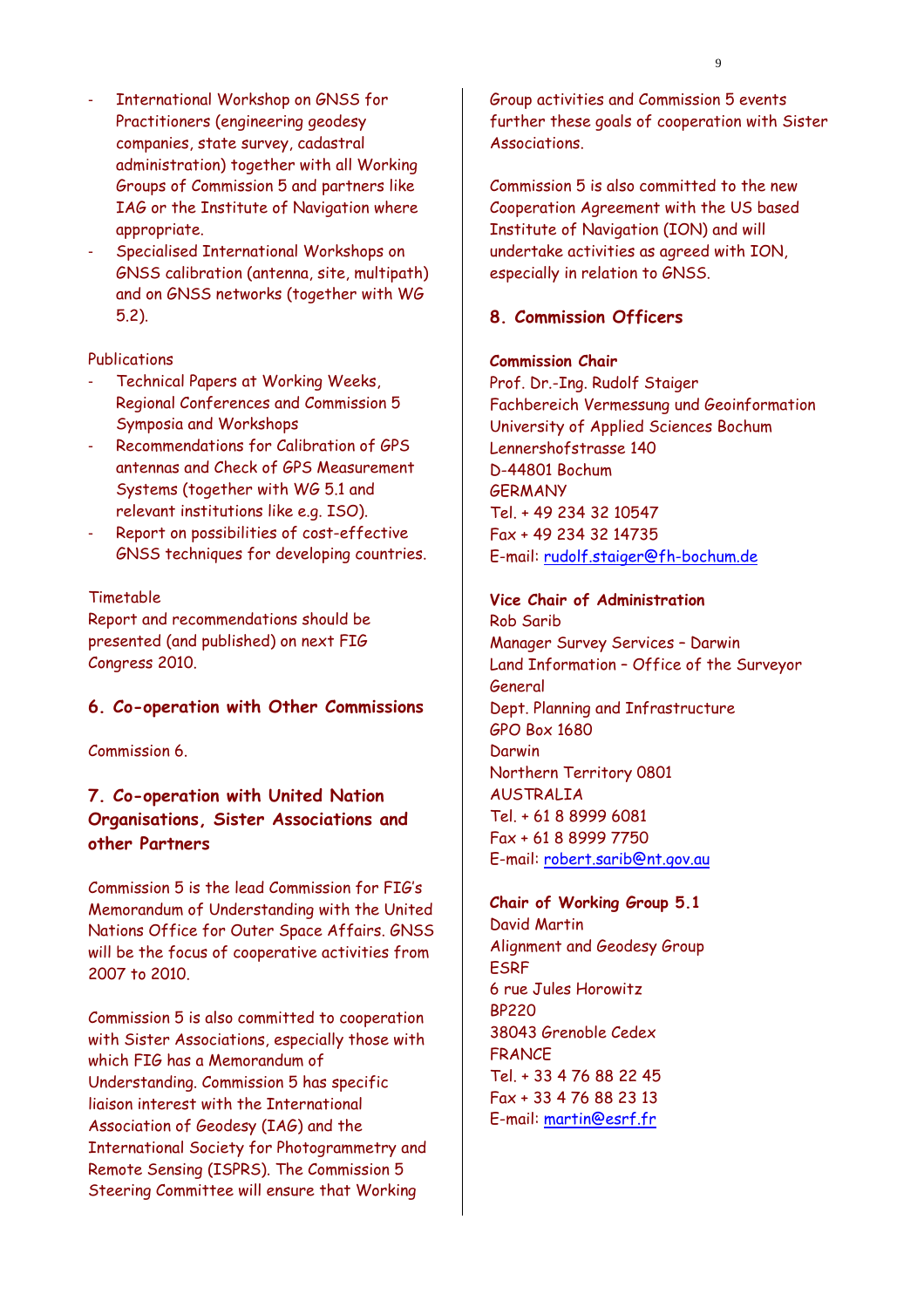- International Workshop on GNSS for Practitioners (engineering geodesy companies, state survey, cadastral administration) together with all Working Groups of Commission 5 and partners like IAG or the Institute of Navigation where appropriate.
- Specialised International Workshops on GNSS calibration (antenna, site, multipath) and on GNSS networks (together with WG 5.2).

Publications

- Technical Papers at Working Weeks, Regional Conferences and Commission 5 Symposia and Workshops
- Recommendations for Calibration of GPS antennas and Check of GPS Measurement Systems (together with WG 5.1 and relevant institutions like e.g. ISO).
- Report on possibilities of cost-effective GNSS techniques for developing countries.

Timetable

Report and recommendations should be presented (and published) on next FIG Congress 2010.

## 6. Co-operation with Other Commissions

Commission 6.

## 7. Co-operation with United Nation Organisations, Sister Associations and other Partners

Commission 5 is the lead Commission for FIG's Memorandum of Understanding with the United Nations Office for Outer Space Affairs. GNSS will be the focus of cooperative activities from 2007 to 2010.

Commission 5 is also committed to cooperation with Sister Associations, especially those with which FIG has a Memorandum of Understanding. Commission 5 has specific liaison interest with the International Association of Geodesy (IAG) and the International Society for Photogrammetry and Remote Sensing (ISPRS). The Commission 5 Steering Committee will ensure that Working Group activities and Commission 5 events further these goals of cooperation with Sister Associations.

Commission 5 is also committed to the new Cooperation Agreement with the US based Institute of Navigation (ION) and will undertake activities as agreed with ION, especially in relation to GNSS.

## 8. Commission Officers

**Commission Chair**
Prof. Dr.-Ing. Rudolf Staiger
Fachbereich Vermessung und Geoinformation
University of Applied Sciences Bochum
Lennershofstrasse 140
D-44801 Bochum
GERMANY
Tel. + 49 234 32 10547
Fax + 49 234 32 14735
E-mail: rudolf.staiger@fh-bochum.de

**Vice Chair of Administration**
Rob Sarib
Manager Survey Services – Darwin
Land Information – Office of the Surveyor General
Dept. Planning and Infrastructure
GPO Box 1680
Darwin
Northern Territory 0801
AUSTRALIA
Tel. + 61 8 8999 6081
Fax + 61 8 8999 7750
E-mail: robert.sarib@nt.gov.au

**Chair of Working Group 5.1**
David Martin
Alignment and Geodesy Group
ESRF
6 rue Jules Horowitz
BP220
38043 Grenoble Cedex
FRANCE
Tel. + 33 4 76 88 22 45
Fax + 33 4 76 88 23 13
E-mail: martin@esrf.fr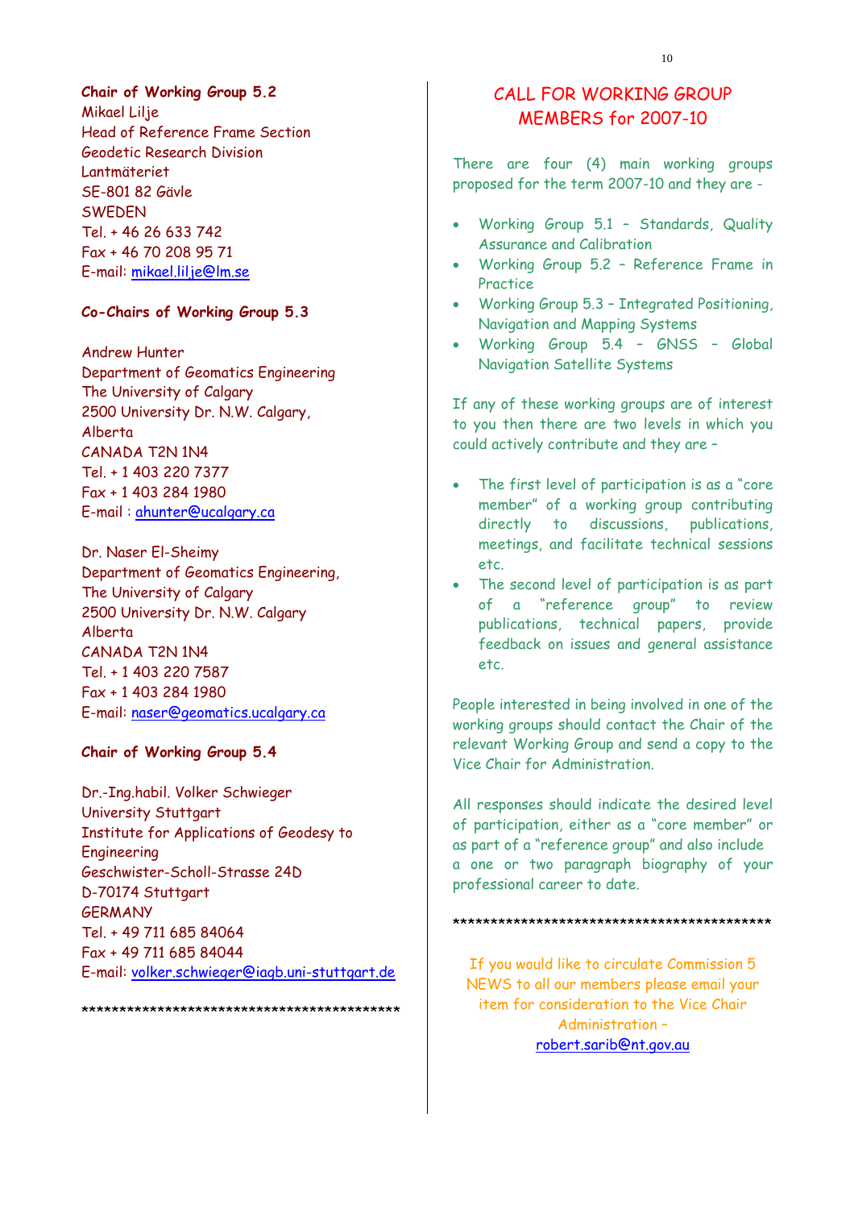**Chair of Working Group 5.2**

Mikael Lilje
Head of Reference Frame Section
Geodetic Research Division
Lantmäteriet
SE-801 82 Gävle
SWEDEN
Tel. + 46 26 633 742
Fax + 46 70 208 95 71
E-mail: mikael.lilje@lm.se

**Co-Chairs of Working Group 5.3**

Andrew Hunter
Department of Geomatics Engineering
The University of Calgary
2500 University Dr. N.W. Calgary,
Alberta
CANADA T2N 1N4
Tel. + 1 403 220 7377
Fax + 1 403 284 1980
E-mail : ahunter@ucalgary.ca

Dr. Naser El-Sheimy
Department of Geomatics Engineering,
The University of Calgary
2500 University Dr. N.W. Calgary
Alberta
CANADA T2N 1N4
Tel. + 1 403 220 7587
Fax + 1 403 284 1980
E-mail: naser@geomatics.ucalgary.ca

**Chair of Working Group 5.4**

Dr.-Ing.habil. Volker Schwieger
University Stuttgart
Institute for Applications of Geodesy to Engineering
Geschwister-Scholl-Strasse 24D
D-70174 Stuttgart
GERMANY
Tel. + 49 711 685 84064
Fax + 49 711 685 84044
E-mail: volker.schwieger@iagb.uni-stuttgart.de

*********************************************

## CALL FOR WORKING GROUP MEMBERS for 2007-10

There are four (4) main working groups proposed for the term 2007-10 and they are -

- Working Group 5.1 – Standards, Quality Assurance and Calibration
- Working Group 5.2 – Reference Frame in Practice
- Working Group 5.3 – Integrated Positioning, Navigation and Mapping Systems
- Working Group 5.4 – GNSS – Global Navigation Satellite Systems

If any of these working groups are of interest to you then there are two levels in which you could actively contribute and they are –

- The first level of participation is as a "core member" of a working group contributing directly to discussions, publications, meetings, and facilitate technical sessions etc.
- The second level of participation is as part of a "reference group" to review publications, technical papers, provide feedback on issues and general assistance etc.

People interested in being involved in one of the working groups should contact the Chair of the relevant Working Group and send a copy to the Vice Chair for Administration.

All responses should indicate the desired level of participation, either as a "core member" or as part of a "reference group" and also include a one or two paragraph biography of your professional career to date.

*********************************************

If you would like to circulate Commission 5 NEWS to all our members please email your item for consideration to the Vice Chair Administration –
robert.sarib@nt.gov.au